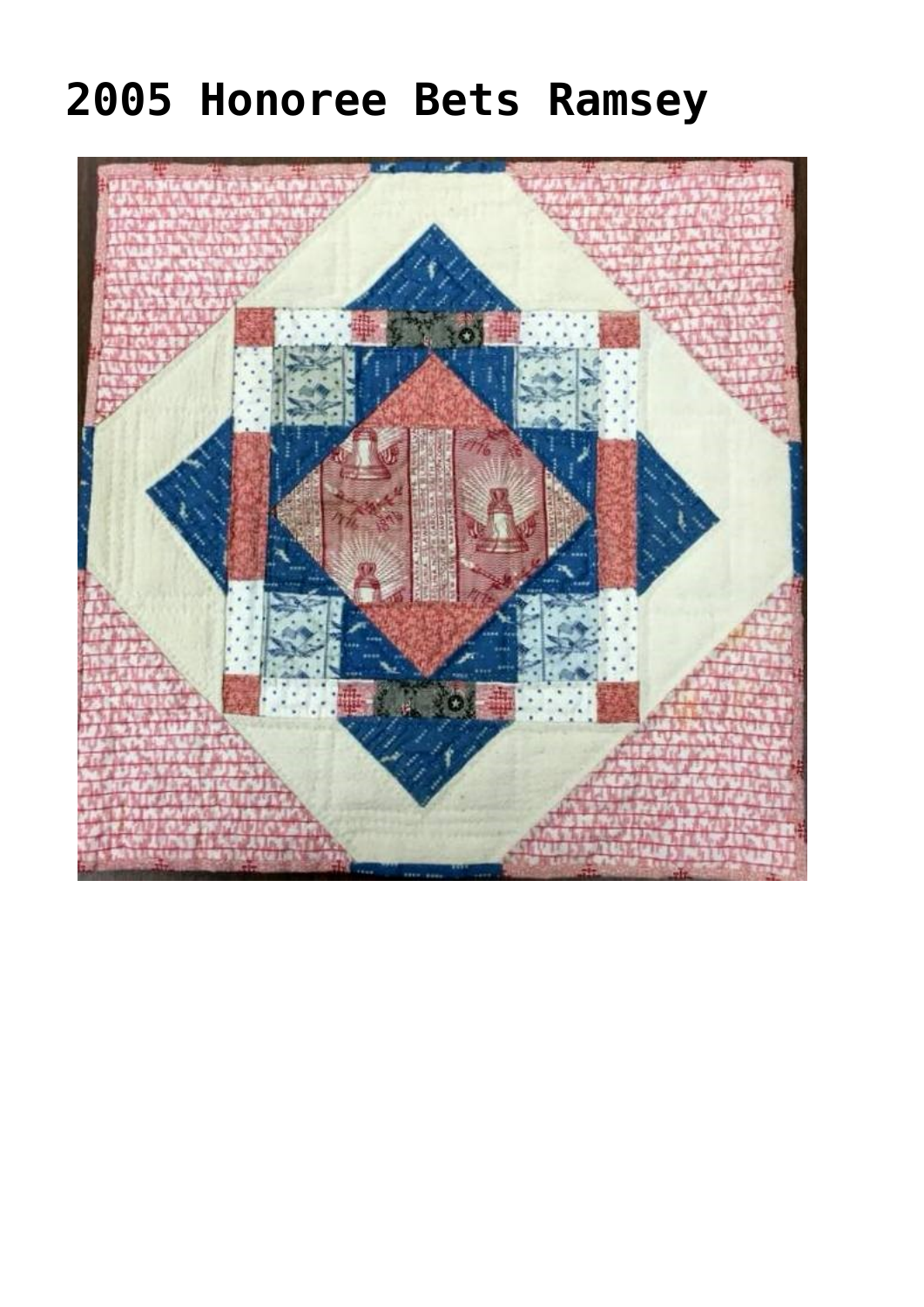# 2005 Honoree Bets Ramsey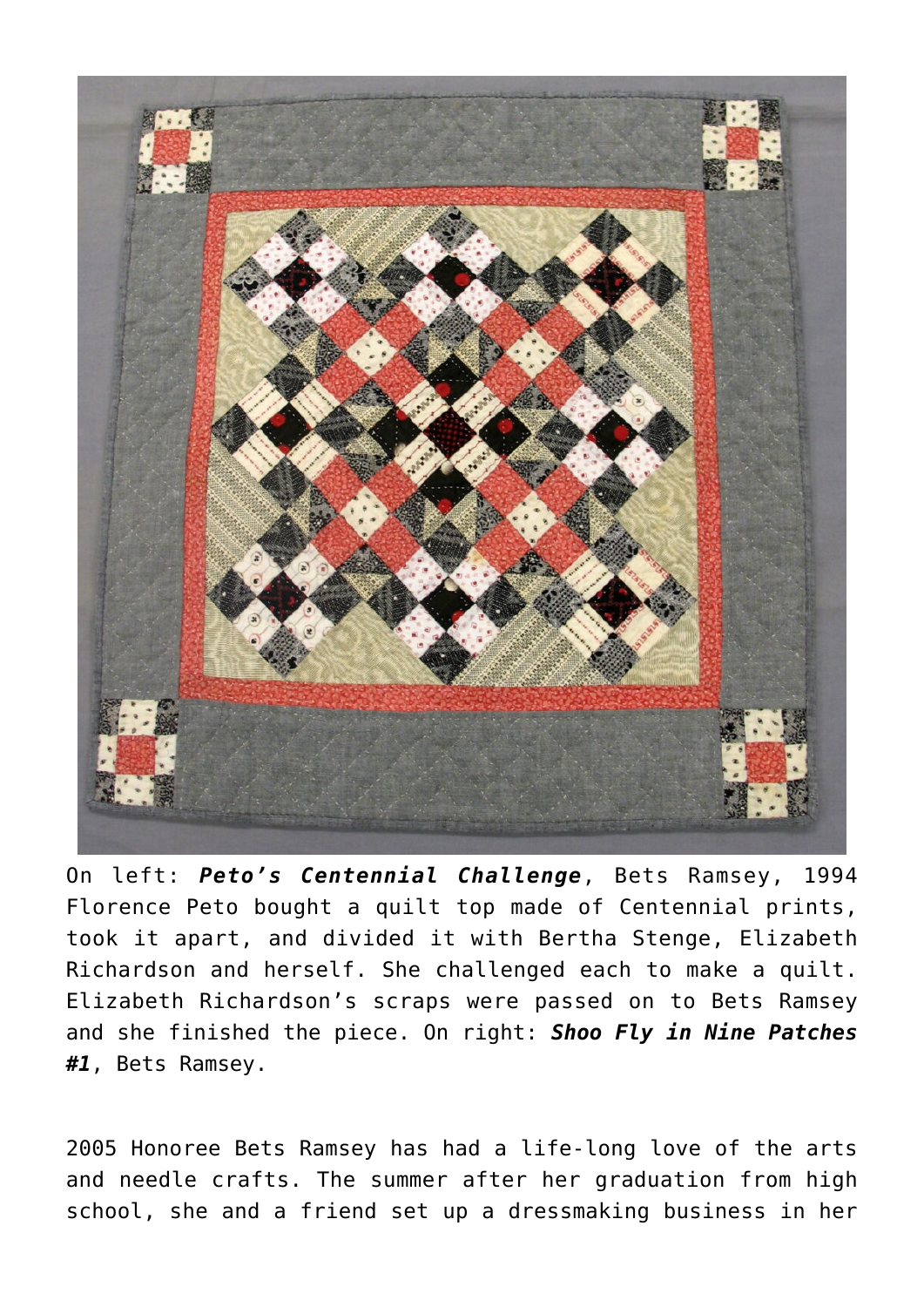On left: ***Peto's Centennial Challenge***, Bets Ramsey, 1994 Florence Peto bought a quilt top made of Centennial prints, took it apart, and divided it with Bertha Stenge, Elizabeth Richardson and herself. She challenged each to make a quilt. Elizabeth Richardson's scraps were passed on to Bets Ramsey and she finished the piece. On right: ***Shoo Fly in Nine Patches #1***, Bets Ramsey.

2005 Honoree Bets Ramsey has had a life-long love of the arts and needle crafts. The summer after her graduation from high school, she and a friend set up a dressmaking business in her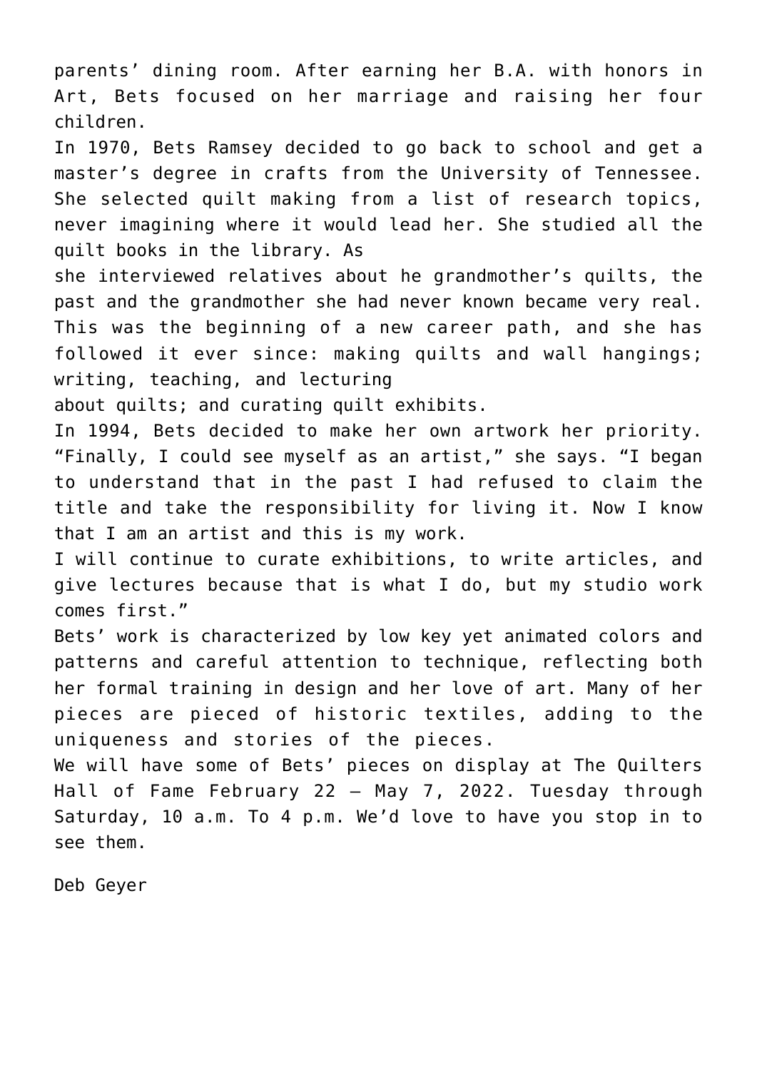parents' dining room. After earning her B.A. with honors in Art, Bets focused on her marriage and raising her four children.

In 1970, Bets Ramsey decided to go back to school and get a master's degree in crafts from the University of Tennessee. She selected quilt making from a list of research topics, never imagining where it would lead her. She studied all the quilt books in the library. As she interviewed relatives about he grandmother's quilts, the past and the grandmother she had never known became very real. This was the beginning of a new career path, and she has followed it ever since: making quilts and wall hangings; writing, teaching, and lecturing about quilts; and curating quilt exhibits.

In 1994, Bets decided to make her own artwork her priority. "Finally, I could see myself as an artist," she says. "I began to understand that in the past I had refused to claim the title and take the responsibility for living it. Now I know that I am an artist and this is my work.

I will continue to curate exhibitions, to write articles, and give lectures because that is what I do, but my studio work comes first."

Bets' work is characterized by low key yet animated colors and patterns and careful attention to technique, reflecting both her formal training in design and her love of art. Many of her pieces are pieced of historic textiles, adding to the uniqueness and stories of the pieces.

We will have some of Bets' pieces on display at The Quilters Hall of Fame February 22 – May 7, 2022. Tuesday through Saturday, 10 a.m. To 4 p.m. We'd love to have you stop in to see them.

Deb Geyer